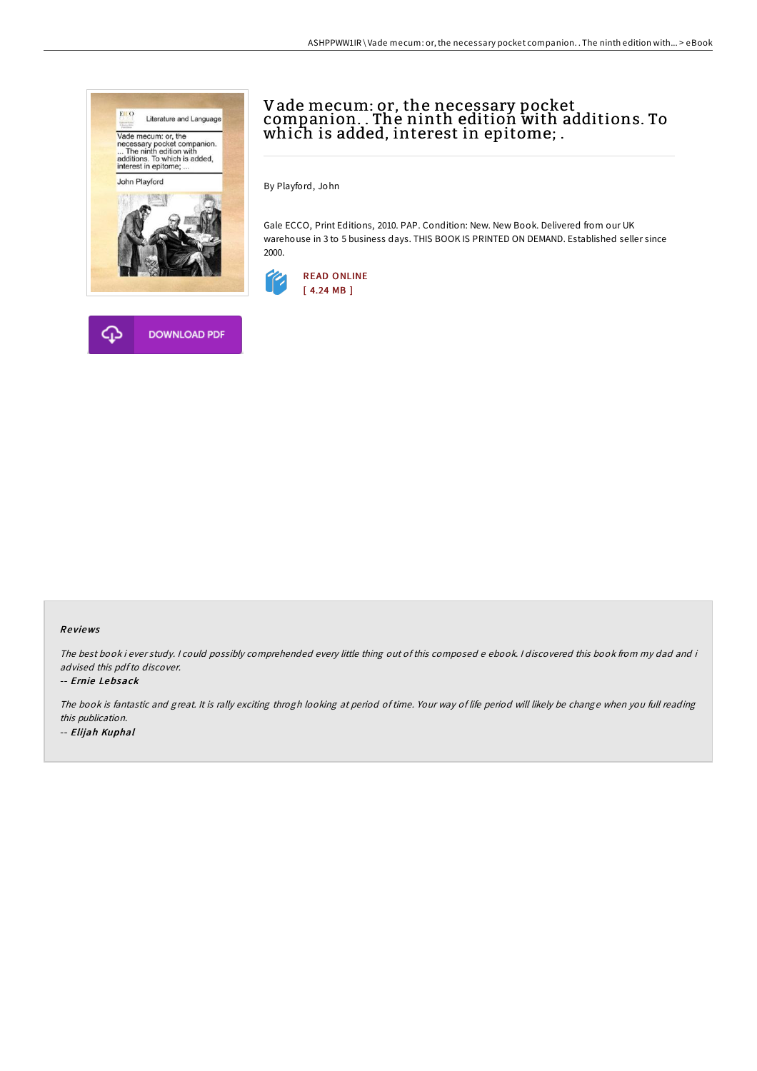# Vade mecum: or, the necessary pocket companion. . The ninth edition with additions. To which is added, interest in epitome; .

By Playford, John

Gale ECCO, Print Editions, 2010. PAP. Condition: New. New Book. Delivered from our UK warehouse in 3 to 5 business days. THIS BOOK IS PRINTED ON DEMAND. Established seller since 2000.

READ ONLINE
[ 4.24 MB ]

DOWNLOAD PDF

## Reviews

*The best book i ever study. I could possibly comprehended every little thing out of this composed e ebook. I discovered this book from my dad and i advised this pdf to discover.*

-- ***Ernie Lebsack***

*The book is fantastic and great. It is rally exciting throgh looking at period of time. Your way of life period will likely be change when you full reading this publication.*

-- ***Elijah Kuphal***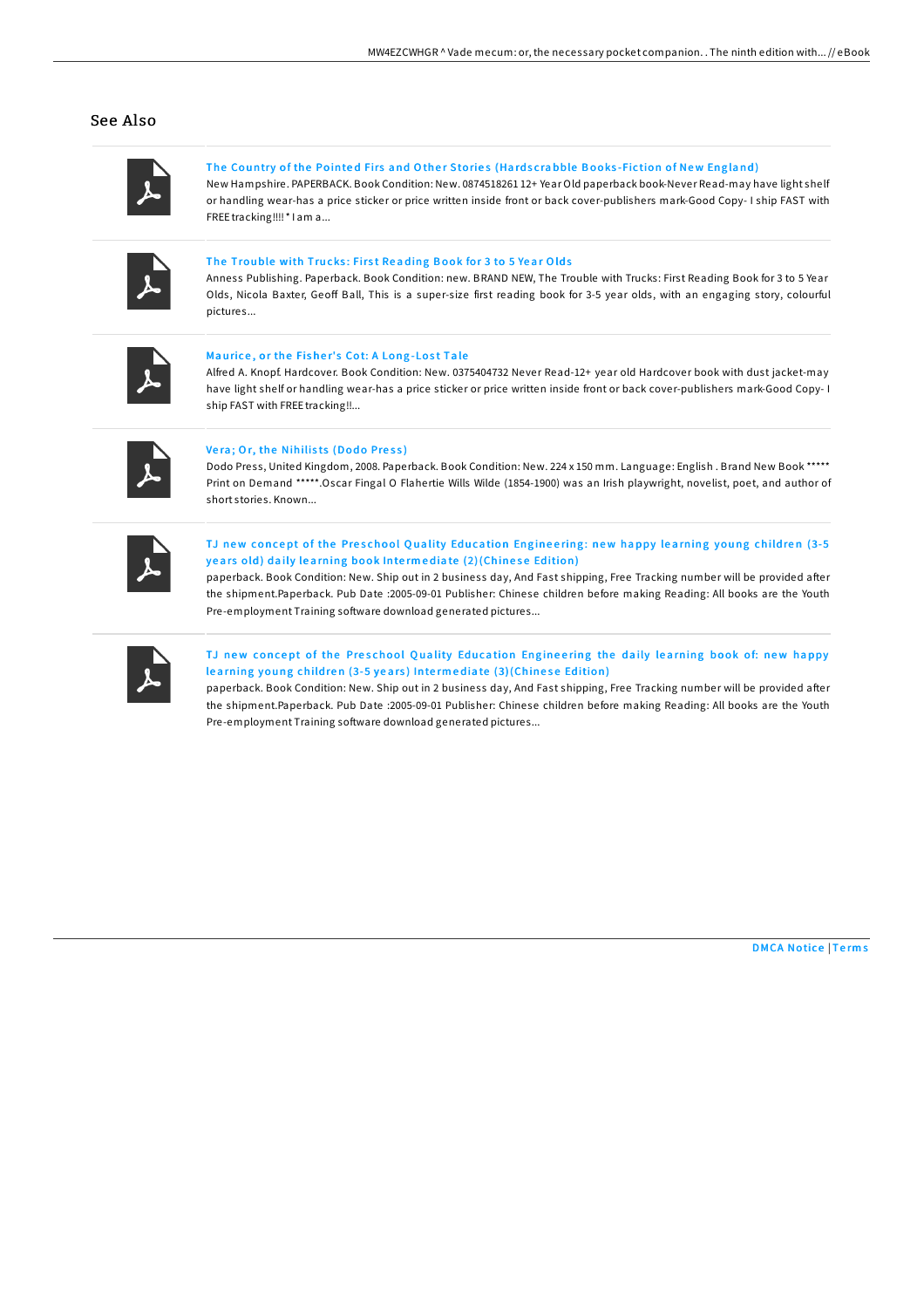## See Also

**The Country of the Pointed Firs and Other Stories (Hardscrabble Books-Fiction of New England)**

New Hampshire. PAPERBACK. Book Condition: New. 0874518261 12+ Year Old paperback book-Never Read-may have light shelf or handling wear-has a price sticker or price written inside front or back cover-publishers mark-Good Copy- I ship FAST with FREE tracking!!!! * I am a...

**The Trouble with Trucks: First Reading Book for 3 to 5 Year Olds**

Anness Publishing. Paperback. Book Condition: new. BRAND NEW, The Trouble with Trucks: First Reading Book for 3 to 5 Year Olds, Nicola Baxter, Geoff Ball, This is a super-size first reading book for 3-5 year olds, with an engaging story, colourful pictures...

**Maurice, or the Fisher's Cot: A Long-Lost Tale**

Alfred A. Knopf. Hardcover. Book Condition: New. 0375404732 Never Read-12+ year old Hardcover book with dust jacket-may have light shelf or handling wear-has a price sticker or price written inside front or back cover-publishers mark-Good Copy- I ship FAST with FREE tracking!!...

**Vera; Or, the Nihilists (Dodo Press)**

Dodo Press, United Kingdom, 2008. Paperback. Book Condition: New. 224 x 150 mm. Language: English . Brand New Book ***** Print on Demand *****.Oscar Fingal O Flahertie Wills Wilde (1854-1900) was an Irish playwright, novelist, poet, and author of short stories. Known...

**TJ new concept of the Preschool Quality Education Engineering: new happy learning young children (3-5 years old) daily learning book Intermediate (2)(Chinese Edition)**

paperback. Book Condition: New. Ship out in 2 business day, And Fast shipping, Free Tracking number will be provided after the shipment.Paperback. Pub Date :2005-09-01 Publisher: Chinese children before making Reading: All books are the Youth Pre-employment Training software download generated pictures...

**TJ new concept of the Preschool Quality Education Engineering the daily learning book of: new happy learning young children (3-5 years) Intermediate (3)(Chinese Edition)**

paperback. Book Condition: New. Ship out in 2 business day, And Fast shipping, Free Tracking number will be provided after the shipment.Paperback. Pub Date :2005-09-01 Publisher: Chinese children before making Reading: All books are the Youth Pre-employment Training software download generated pictures...